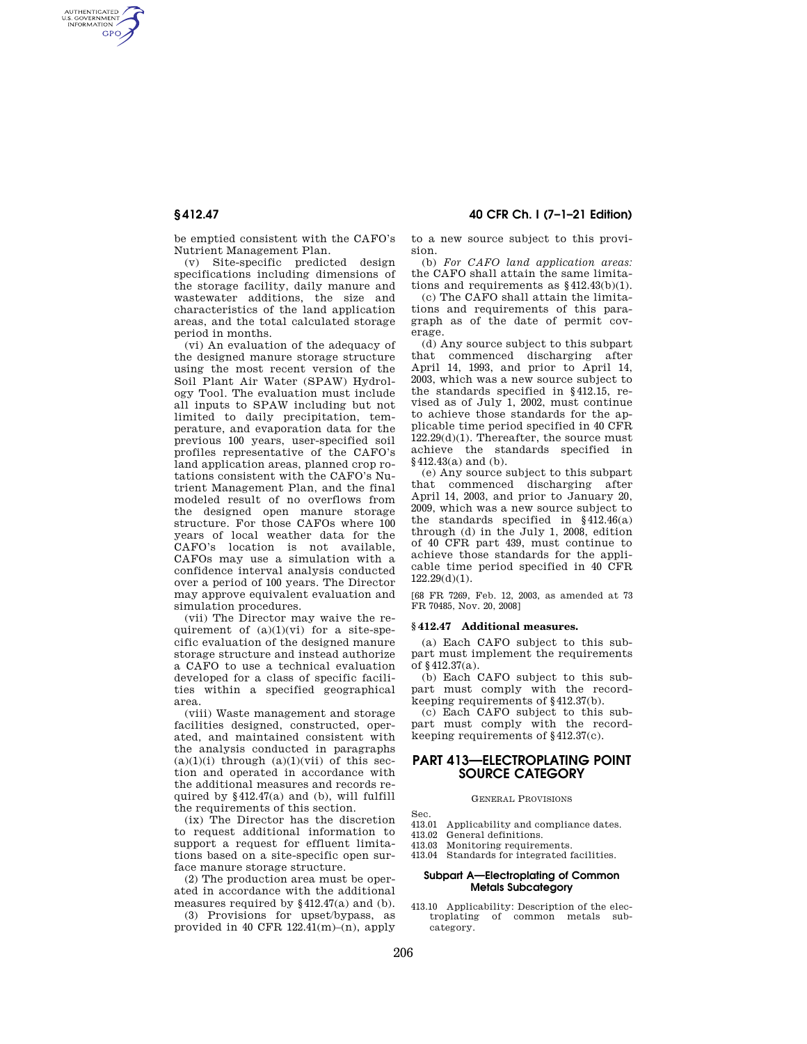be emptied consistent with the CAFO's Nutrient Management Plan.

(v) Site-specific predicted design specifications including dimensions of the storage facility, daily manure and wastewater additions, the size and characteristics of the land application areas, and the total calculated storage period in months.

(vi) An evaluation of the adequacy of the designed manure storage structure using the most recent version of the Soil Plant Air Water (SPAW) Hydrology Tool. The evaluation must include all inputs to SPAW including but not limited to daily precipitation, temperature, and evaporation data for the previous 100 years, user-specified soil profiles representative of the CAFO's land application areas, planned crop rotations consistent with the CAFO's Nutrient Management Plan, and the final modeled result of no overflows from the designed open manure storage structure. For those CAFOs where 100 years of local weather data for the CAFO's location is not available, CAFOs may use a simulation with a confidence interval analysis conducted over a period of 100 years. The Director may approve equivalent evaluation and simulation procedures.

(vii) The Director may waive the requirement of (a)(1)(vi) for a site-specific evaluation of the designed manure storage structure and instead authorize a CAFO to use a technical evaluation developed for a class of specific facilities within a specified geographical area.

(viii) Waste management and storage facilities designed, constructed, operated, and maintained consistent with the analysis conducted in paragraphs (a)(1)(i) through (a)(1)(vii) of this section and operated in accordance with the additional measures and records required by §412.47(a) and (b), will fulfill the requirements of this section.

(ix) The Director has the discretion to request additional information to support a request for effluent limitations based on a site-specific open surface manure storage structure.

(2) The production area must be operated in accordance with the additional measures required by §412.47(a) and (b).

(3) Provisions for upset/bypass, as provided in 40 CFR 122.41(m)–(n), apply to a new source subject to this provision.

(b) *For CAFO land application areas:* the CAFO shall attain the same limitations and requirements as §412.43(b)(1).

(c) The CAFO shall attain the limitations and requirements of this paragraph as of the date of permit coverage.

(d) Any source subject to this subpart that commenced discharging after April 14, 1993, and prior to April 14, 2003, which was a new source subject to the standards specified in §412.15, revised as of July 1, 2002, must continue to achieve those standards for the applicable time period specified in 40 CFR 122.29(d)(1). Thereafter, the source must achieve the standards specified in §412.43(a) and (b).

(e) Any source subject to this subpart that commenced discharging after April 14, 2003, and prior to January 20, 2009, which was a new source subject to the standards specified in §412.46(a) through (d) in the July 1, 2008, edition of 40 CFR part 439, must continue to achieve those standards for the applicable time period specified in 40 CFR 122.29(d)(1).

[68 FR 7269, Feb. 12, 2003, as amended at 73 FR 70485, Nov. 20, 2008]

### § 412.47 Additional measures.

(a) Each CAFO subject to this subpart must implement the requirements of §412.37(a).

(b) Each CAFO subject to this subpart must comply with the recordkeeping requirements of §412.37(b).

(c) Each CAFO subject to this subpart must comply with the recordkeeping requirements of §412.37(c).

# PART 413—ELECTROPLATING POINT SOURCE CATEGORY

GENERAL PROVISIONS

Sec.
413.01 Applicability and compliance dates.
413.02 General definitions.
413.03 Monitoring requirements.
413.04 Standards for integrated facilities.

## Subpart A—Electroplating of Common Metals Subcategory

413.10 Applicability: Description of the electroplating of common metals subcategory.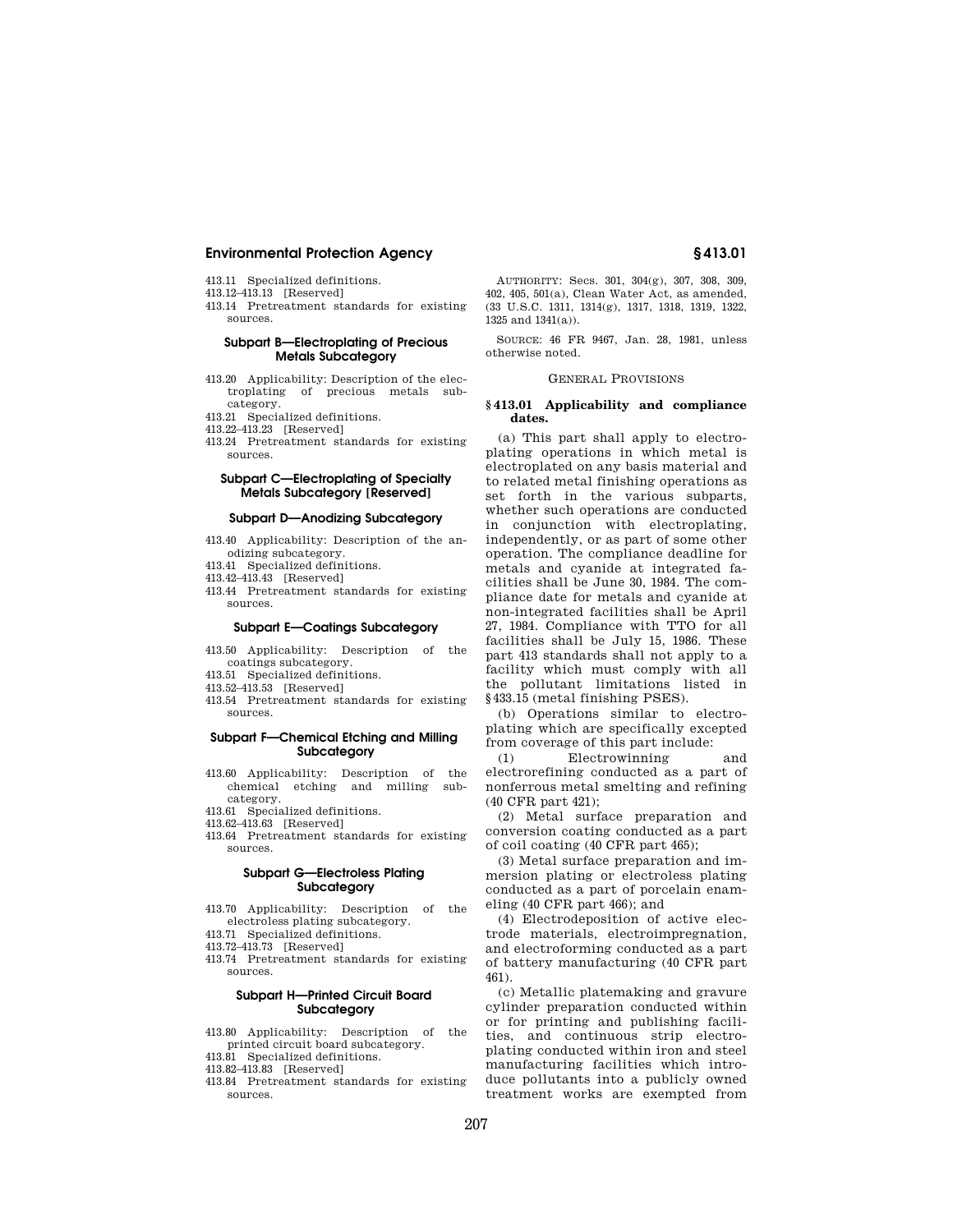413.11 Specialized definitions.
413.12–413.13 [Reserved]
413.14 Pretreatment standards for existing sources.

### Subpart B—Electroplating of Precious Metals Subcategory

413.20 Applicability: Description of the electroplating of precious metals subcategory.
413.21 Specialized definitions.
413.22–413.23 [Reserved]
413.24 Pretreatment standards for existing sources.

### Subpart C—Electroplating of Specialty Metals Subcategory [Reserved]

### Subpart D—Anodizing Subcategory

413.40 Applicability: Description of the anodizing subcategory.
413.41 Specialized definitions.
413.42–413.43 [Reserved]
413.44 Pretreatment standards for existing sources.

### Subpart E—Coatings Subcategory

413.50 Applicability: Description of the coatings subcategory.
413.51 Specialized definitions.
413.52–413.53 [Reserved]
413.54 Pretreatment standards for existing sources.

### Subpart F—Chemical Etching and Milling Subcategory

413.60 Applicability: Description of the chemical etching and milling subcategory.
413.61 Specialized definitions.
413.62–413.63 [Reserved]
413.64 Pretreatment standards for existing sources.

### Subpart G—Electroless Plating Subcategory

413.70 Applicability: Description of the electroless plating subcategory.
413.71 Specialized definitions.
413.72–413.73 [Reserved]
413.74 Pretreatment standards for existing sources.

### Subpart H—Printed Circuit Board Subcategory

413.80 Applicability: Description of the printed circuit board subcategory.
413.81 Specialized definitions.
413.82–413.83 [Reserved]
413.84 Pretreatment standards for existing sources.

AUTHORITY: Secs. 301, 304(g), 307, 308, 309, 402, 405, 501(a), Clean Water Act, as amended, (33 U.S.C. 1311, 1314(g), 1317, 1318, 1319, 1322, 1325 and 1341(a)).

SOURCE: 46 FR 9467, Jan. 28, 1981, unless otherwise noted.

GENERAL PROVISIONS

**§ 413.01 Applicability and compliance dates.**

(a) This part shall apply to electroplating operations in which metal is electroplated on any basis material and to related metal finishing operations as set forth in the various subparts, whether such operations are conducted in conjunction with electroplating, independently, or as part of some other operation. The compliance deadline for metals and cyanide at integrated facilities shall be June 30, 1984. The compliance date for metals and cyanide at non-integrated facilities shall be April 27, 1984. Compliance with TTO for all facilities shall be July 15, 1986. These part 413 standards shall not apply to a facility which must comply with all the pollutant limitations listed in §433.15 (metal finishing PSES).

(b) Operations similar to electroplating which are specifically excepted from coverage of this part include:

(1) Electrowinning and electrorefining conducted as a part of nonferrous metal smelting and refining (40 CFR part 421);

(2) Metal surface preparation and conversion coating conducted as a part of coil coating (40 CFR part 465);

(3) Metal surface preparation and immersion plating or electroless plating conducted as a part of porcelain enameling (40 CFR part 466); and

(4) Electrodeposition of active electrode materials, electroimpregnation, and electroforming conducted as a part of battery manufacturing (40 CFR part 461).

(c) Metallic platemaking and gravure cylinder preparation conducted within or for printing and publishing facilities, and continuous strip electroplating conducted within iron and steel manufacturing facilities which introduce pollutants into a publicly owned treatment works are exempted from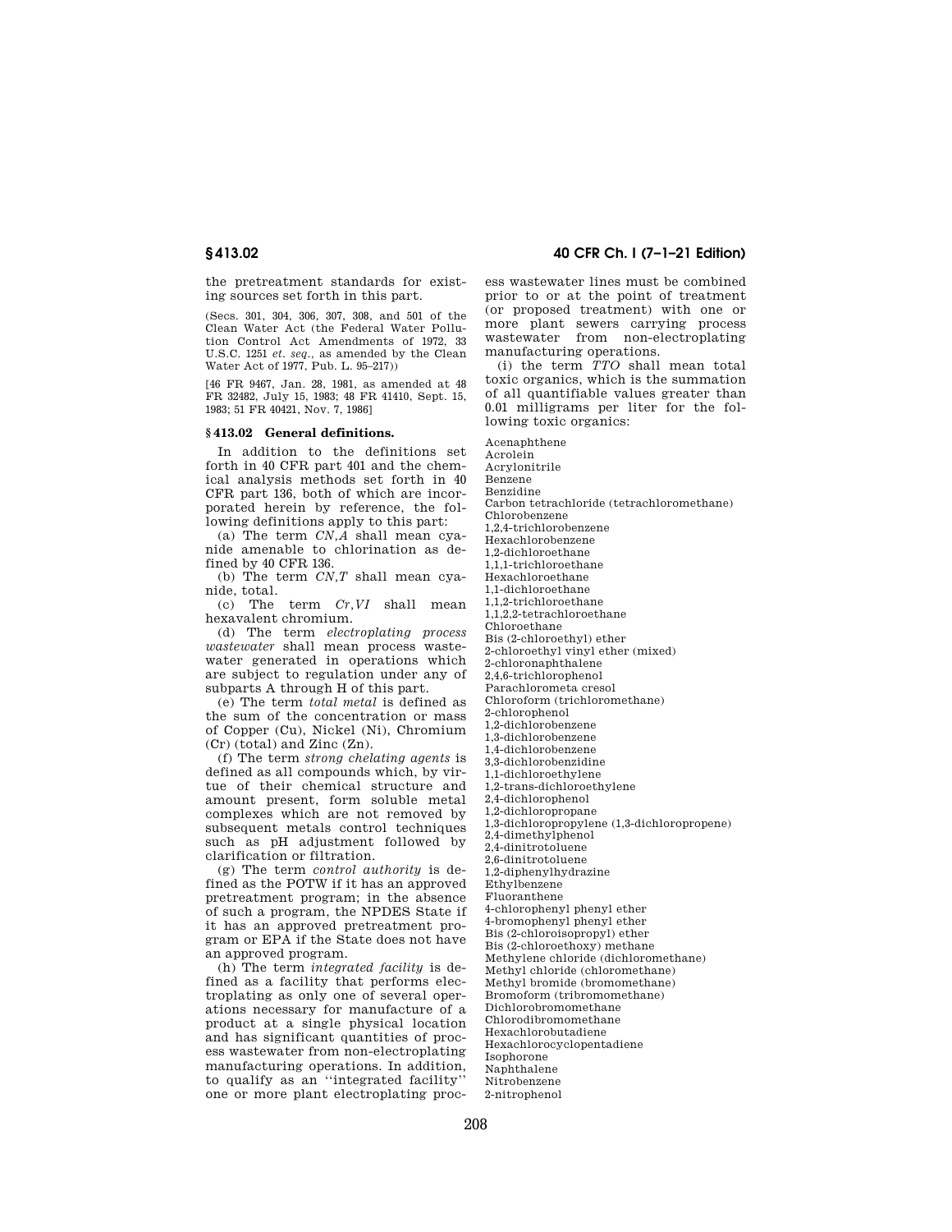the pretreatment standards for existing sources set forth in this part.

(Secs. 301, 304, 306, 307, 308, and 501 of the Clean Water Act (the Federal Water Pollution Control Act Amendments of 1972, 33 U.S.C. 1251 *et. seq.*, as amended by the Clean Water Act of 1977, Pub. L. 95–217))

[46 FR 9467, Jan. 28, 1981, as amended at 48 FR 32482, July 15, 1983; 48 FR 41410, Sept. 15, 1983; 51 FR 40421, Nov. 7, 1986]

### § 413.02 General definitions.

In addition to the definitions set forth in 40 CFR part 401 and the chemical analysis methods set forth in 40 CFR part 136, both of which are incorporated herein by reference, the following definitions apply to this part:

(a) The term *CN,A* shall mean cyanide amenable to chlorination as defined by 40 CFR 136.

(b) The term *CN,T* shall mean cyanide, total.

(c) The term *Cr,VI* shall mean hexavalent chromium.

(d) The term *electroplating process wastewater* shall mean process wastewater generated in operations which are subject to regulation under any of subparts A through H of this part.

(e) The term *total metal* is defined as the sum of the concentration or mass of Copper (Cu), Nickel (Ni), Chromium (Cr) (total) and Zinc (Zn).

(f) The term *strong chelating agents* is defined as all compounds which, by virtue of their chemical structure and amount present, form soluble metal complexes which are not removed by subsequent metals control techniques such as pH adjustment followed by clarification or filtration.

(g) The term *control authority* is defined as the POTW if it has an approved pretreatment program; in the absence of such a program, the NPDES State if it has an approved pretreatment program or EPA if the State does not have an approved program.

(h) The term *integrated facility* is defined as a facility that performs electroplating as only one of several operations necessary for manufacture of a product at a single physical location and has significant quantities of process wastewater from non-electroplating manufacturing operations. In addition, to qualify as an "integrated facility" one or more plant electroplating process wastewater lines must be combined prior to or at the point of treatment (or proposed treatment) with one or more plant sewers carrying process wastewater from non-electroplating manufacturing operations.

(i) the term *TTO* shall mean total toxic organics, which is the summation of all quantifiable values greater than 0.01 milligrams per liter for the following toxic organics:

Acenaphthene
Acrolein
Acrylonitrile
Benzene
Benzidine
Carbon tetrachloride (tetrachloromethane)
Chlorobenzene
1,2,4-trichlorobenzene
Hexachlorobenzene
1,2-dichloroethane
1,1,1-trichloroethane
Hexachloroethane
1,1-dichloroethane
1,1,2-trichloroethane
1,1,2,2-tetrachloroethane
Chloroethane
Bis (2-chloroethyl) ether
2-chloroethyl vinyl ether (mixed)
2-chloronaphthalene
2,4,6-trichlorophenol
Parachlorometa cresol
Chloroform (trichloromethane)
2-chlorophenol
1,2-dichlorobenzene
1,3-dichlorobenzene
1,4-dichlorobenzene
3,3-dichlorobenzidine
1,1-dichloroethylene
1,2-trans-dichloroethylene
2,4-dichlorophenol
1,2-dichloropropane
1,3-dichloropropylene (1,3-dichloropropene)
2,4-dimethylphenol
2,4-dinitrotoluene
2,6-dinitrotoluene
1,2-diphenylhydrazine
Ethylbenzene
Fluoranthene
4-chlorophenyl phenyl ether
4-bromophenyl phenyl ether
Bis (2-chloroisopropyl) ether
Bis (2-chloroethoxy) methane
Methylene chloride (dichloromethane)
Methyl chloride (chloromethane)
Methyl bromide (bromomethane)
Bromoform (tribromomethane)
Dichlorobromomethane
Chlorodibromomethane
Hexachlorobutadiene
Hexachlorocyclopentadiene
Isophorone
Naphthalene
Nitrobenzene
2-nitrophenol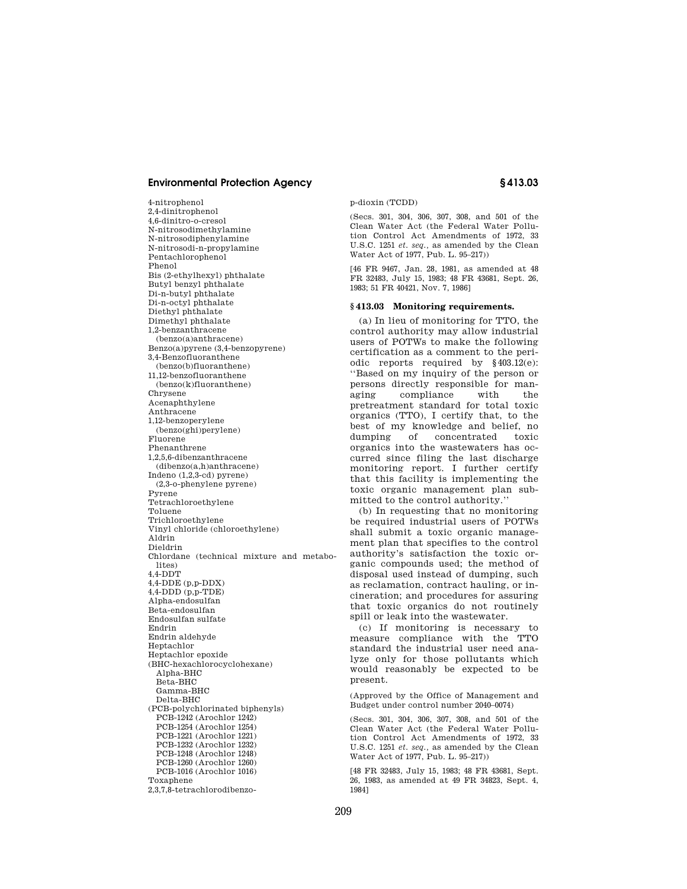4-nitrophenol
2,4-dinitrophenol
4,6-dinitro-o-cresol
N-nitrosodimethylamine
N-nitrosodiphenylamine
N-nitrosodi-n-propylamine
Pentachlorophenol
Phenol
Bis (2-ethylhexyl) phthalate
Butyl benzyl phthalate
Di-n-butyl phthalate
Di-n-octyl phthalate
Diethyl phthalate
Dimethyl phthalate
1,2-benzanthracene (benzo(a)anthracene)
Benzo(a)pyrene (3,4-benzopyrene)
3,4-Benzofluoranthene (benzo(b)fluoranthene)
11,12-benzofluoranthene (benzo(k)fluoranthene)
Chrysene
Acenaphthylene
Anthracene
1,12-benzoperylene (benzo(ghi)perylene)
Fluorene
Phenanthrene
1,2,5,6-dibenzanthracene (dibenzo(a,h)anthracene)
Indeno (1,2,3-cd) pyrene (2,3-o-phenylene pyrene)
Pyrene
Tetrachloroethylene
Toluene
Trichloroethylene
Vinyl chloride (chloroethylene)
Aldrin
Dieldrin
Chlordane (technical mixture and metabolites)
4,4-DDT
4,4-DDE (p,p-DDX)
4,4-DDD (p,p-TDE)
Alpha-endosulfan
Beta-endosulfan
Endosulfan sulfate
Endrin
Endrin aldehyde
Heptachlor
Heptachlor epoxide
(BHC-hexachlorocyclohexane)
  Alpha-BHC
  Beta-BHC
  Gamma-BHC
  Delta-BHC
(PCB-polychlorinated biphenyls)
  PCB-1242 (Arochlor 1242)
  PCB-1254 (Arochlor 1254)
  PCB-1221 (Arochlor 1221)
  PCB-1232 (Arochlor 1232)
  PCB-1248 (Arochlor 1248)
  PCB-1260 (Arochlor 1260)
  PCB-1016 (Arochlor 1016)
Toxaphene
2,3,7,8-tetrachlorodibenzo-p-dioxin (TCDD)

(Secs. 301, 304, 306, 307, 308, and 501 of the Clean Water Act (the Federal Water Pollution Control Act Amendments of 1972, 33 U.S.C. 1251 *et. seq.*, as amended by the Clean Water Act of 1977, Pub. L. 95–217))

[46 FR 9467, Jan. 28, 1981, as amended at 48 FR 32483, July 15, 1983; 48 FR 43681, Sept. 26, 1983; 51 FR 40421, Nov. 7, 1986]

## § 413.03 Monitoring requirements.

(a) In lieu of monitoring for TTO, the control authority may allow industrial users of POTWs to make the following certification as a comment to the periodic reports required by §403.12(e): ''Based on my inquiry of the person or persons directly responsible for managing compliance with the pretreatment standard for total toxic organics (TTO), I certify that, to the best of my knowledge and belief, no dumping of concentrated toxic organics into the wastewaters has occurred since filing the last discharge monitoring report. I further certify that this facility is implementing the toxic organic management plan submitted to the control authority.''

(b) In requesting that no monitoring be required industrial users of POTWs shall submit a toxic organic management plan that specifies to the control authority's satisfaction the toxic organic compounds used; the method of disposal used instead of dumping, such as reclamation, contract hauling, or incineration; and procedures for assuring that toxic organics do not routinely spill or leak into the wastewater.

(c) If monitoring is necessary to measure compliance with the TTO standard the industrial user need analyze only for those pollutants which would reasonably be expected to be present.

(Approved by the Office of Management and Budget under control number 2040–0074)

(Secs. 301, 304, 306, 307, 308, and 501 of the Clean Water Act (the Federal Water Pollution Control Act Amendments of 1972, 33 U.S.C. 1251 *et. seq.*, as amended by the Clean Water Act of 1977, Pub. L. 95–217))

[48 FR 32483, July 15, 1983; 48 FR 43681, Sept. 26, 1983, as amended at 49 FR 34823, Sept. 4, 1984]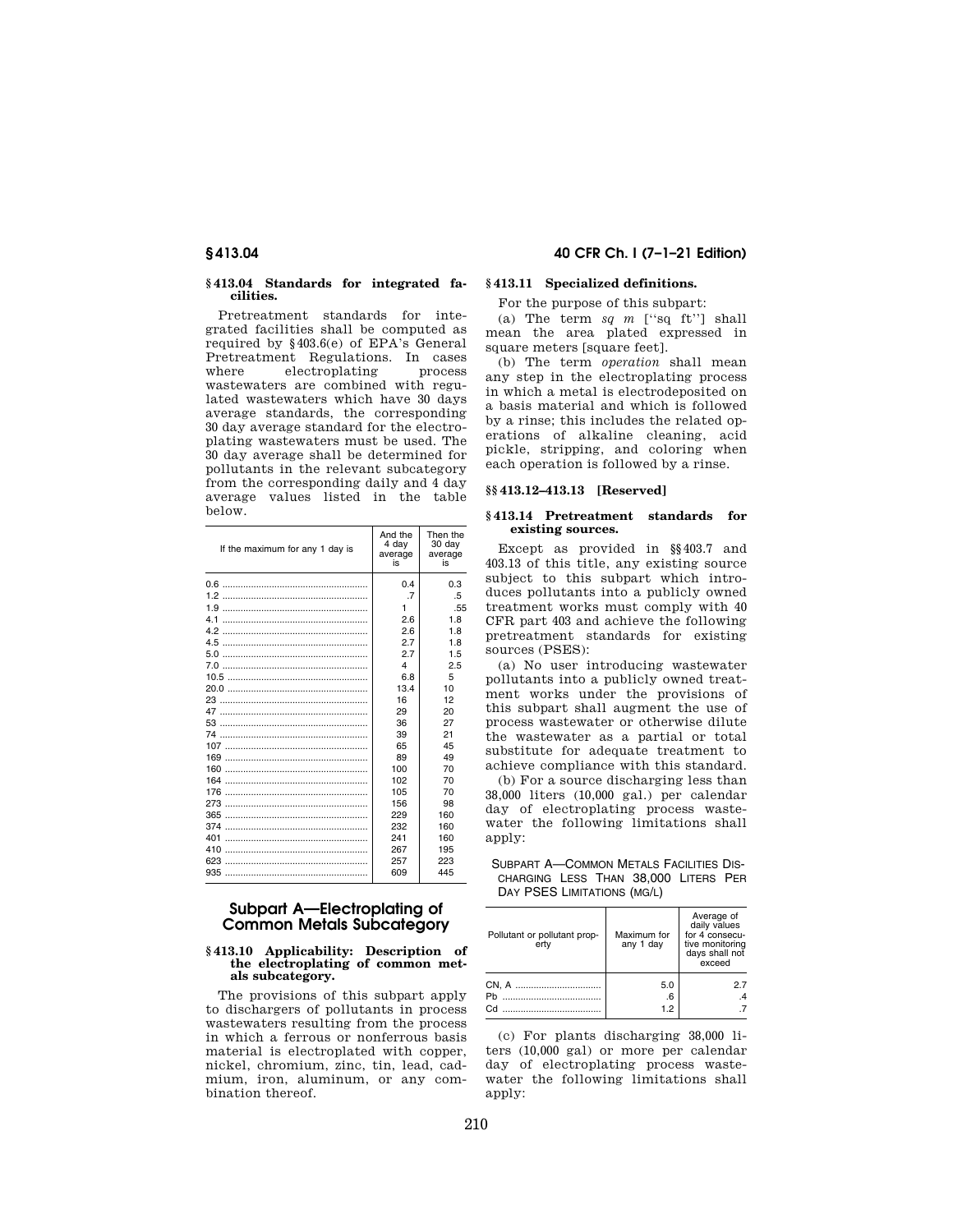### § 413.04 Standards for integrated facilities.

Pretreatment standards for integrated facilities shall be computed as required by § 403.6(e) of EPA's General Pretreatment Regulations. In cases where electroplating process wastewaters are combined with regulated wastewaters which have 30 days average standards, the corresponding 30 day average standard for the electroplating wastewaters must be used. The 30 day average shall be determined for pollutants in the relevant subcategory from the corresponding daily and 4 day average values listed in the table below.

| If the maximum for any 1 day is | And the 4 day average is | Then the 30 day average is |
|---|---|---|
| 0.6 | 0.4 | 0.3 |
| 1.2 | .7 | .5 |
| 1.9 | 1 | .55 |
| 4.1 | 2.6 | 1.8 |
| 4.2 | 2.6 | 1.8 |
| 4.5 | 2.7 | 1.8 |
| 5.0 | 2.7 | 1.5 |
| 7.0 | 4 | 2.5 |
| 10.5 | 6.8 | 5 |
| 20.0 | 13.4 | 10 |
| 23 | 16 | 12 |
| 47 | 29 | 20 |
| 53 | 36 | 27 |
| 74 | 39 | 21 |
| 107 | 65 | 45 |
| 169 | 89 | 49 |
| 160 | 100 | 70 |
| 164 | 102 | 70 |
| 176 | 105 | 70 |
| 273 | 156 | 98 |
| 365 | 229 | 160 |
| 374 | 232 | 160 |
| 401 | 241 | 160 |
| 410 | 267 | 195 |
| 623 | 257 | 223 |
| 935 | 609 | 445 |

## Subpart A—Electroplating of Common Metals Subcategory

### § 413.10 Applicability: Description of the electroplating of common metals subcategory.

The provisions of this subpart apply to dischargers of pollutants in process wastewaters resulting from the process in which a ferrous or nonferrous basis material is electroplated with copper, nickel, chromium, zinc, tin, lead, cadmium, iron, aluminum, or any combination thereof.

### § 413.11 Specialized definitions.

For the purpose of this subpart:

(a) The term *sq m* [''sq ft''] shall mean the area plated expressed in square meters [square feet].

(b) The term *operation* shall mean any step in the electroplating process in which a metal is electrodeposited on a basis material and which is followed by a rinse; this includes the related operations of alkaline cleaning, acid pickle, stripping, and coloring when each operation is followed by a rinse.

### §§ 413.12–413.13 [Reserved]

### § 413.14 Pretreatment standards for existing sources.

Except as provided in §§ 403.7 and 403.13 of this title, any existing source subject to this subpart which introduces pollutants into a publicly owned treatment works must comply with 40 CFR part 403 and achieve the following pretreatment standards for existing sources (PSES):

(a) No user introducing wastewater pollutants into a publicly owned treatment works under the provisions of this subpart shall augment the use of process wastewater or otherwise dilute the wastewater as a partial or total substitute for adequate treatment to achieve compliance with this standard.

(b) For a source discharging less than 38,000 liters (10,000 gal.) per calendar day of electroplating process wastewater the following limitations shall apply:

SUBPART A—COMMON METALS FACILITIES DISCHARGING LESS THAN 38,000 LITERS PER DAY PSES LIMITATIONS (MG/L)

| Pollutant or pollutant property | Maximum for any 1 day | Average of daily values for 4 consecutive monitoring days shall not exceed |
|---|---|---|
| CN, A | 5.0 | 2.7 |
| Pb | .6 | .4 |
| Cd | 1.2 | .7 |

(c) For plants discharging 38,000 liters (10,000 gal) or more per calendar day of electroplating process wastewater the following limitations shall apply: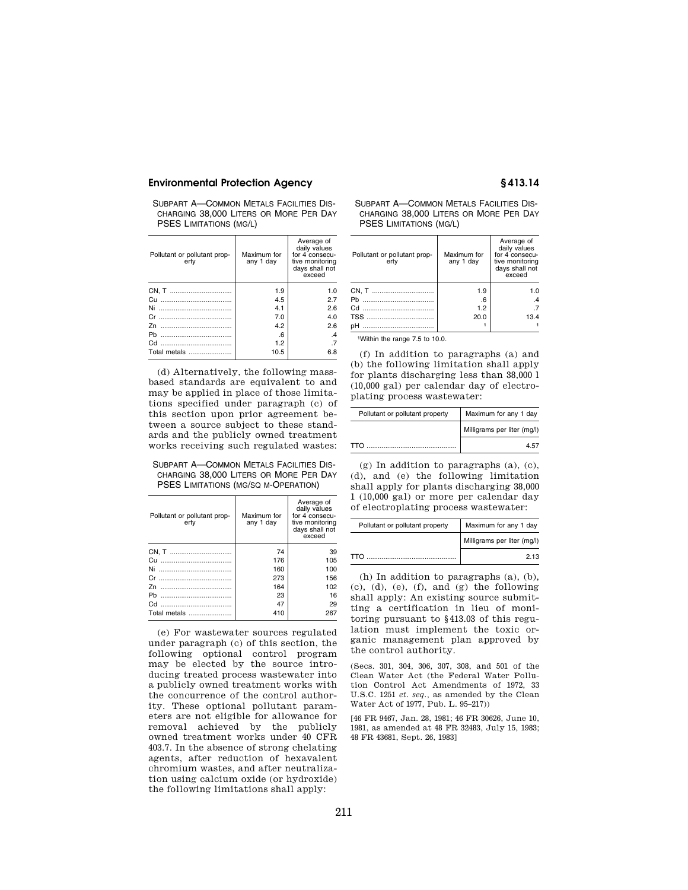SUBPART A—COMMON METALS FACILITIES DISCHARGING 38,000 LITERS OR MORE PER DAY PSES LIMITATIONS (MG/L)

| Pollutant or pollutant property | Maximum for any 1 day | Average of daily values for 4 consecutive monitoring days shall not exceed |
|---|---|---|
| CN, T | 1.9 | 1.0 |
| Cu | 4.5 | 2.7 |
| Ni | 4.1 | 2.6 |
| Cr | 7.0 | 4.0 |
| Zn | 4.2 | 2.6 |
| Pb | .6 | .4 |
| Cd | 1.2 | .7 |
| Total metals | 10.5 | 6.8 |

(d) Alternatively, the following mass-based standards are equivalent to and may be applied in place of those limitations specified under paragraph (c) of this section upon prior agreement between a source subject to these standards and the publicly owned treatment works receiving such regulated wastes:

SUBPART A—COMMON METALS FACILITIES DISCHARGING 38,000 LITERS OR MORE PER DAY PSES LIMITATIONS (MG/SQ M-OPERATION)

| Pollutant or pollutant property | Maximum for any 1 day | Average of daily values for 4 consecutive monitoring days shall not exceed |
|---|---|---|
| CN, T | 74 | 39 |
| Cu | 176 | 105 |
| Ni | 160 | 100 |
| Cr | 273 | 156 |
| Zn | 164 | 102 |
| Pb | 23 | 16 |
| Cd | 47 | 29 |
| Total metals | 410 | 267 |

(e) For wastewater sources regulated under paragraph (c) of this section, the following optional control program may be elected by the source introducing treated process wastewater into a publicly owned treatment works with the concurrence of the control authority. These optional pollutant parameters are not eligible for allowance for removal achieved by the publicly owned treatment works under 40 CFR 403.7. In the absence of strong chelating agents, after reduction of hexavalent chromium wastes, and after neutralization using calcium oxide (or hydroxide) the following limitations shall apply:

SUBPART A—COMMON METALS FACILITIES DISCHARGING 38,000 LITERS OR MORE PER DAY PSES LIMITATIONS (MG/L)

| Pollutant or pollutant property | Maximum for any 1 day | Average of daily values for 4 consecutive monitoring days shall not exceed |
|---|---|---|
| CN, T | 1.9 | 1.0 |
| Pb | .6 | .4 |
| Cd | 1.2 | .7 |
| TSS | 20.0 | 13.4 |
| pH | [1] | [1] |

[1] Within the range 7.5 to 10.0.

(f) In addition to paragraphs (a) and (b) the following limitation shall apply for plants discharging less than 38,000 l (10,000 gal) per calendar day of electroplating process wastewater:

| Pollutant or pollutant property | Maximum for any 1 day |
|---|---|
| | Milligrams per liter (mg/l) |
| TTO | 4.57 |

(g) In addition to paragraphs (a), (c), (d), and (e) the following limitation shall apply for plants discharging 38,000 l (10,000 gal) or more per calendar day of electroplating process wastewater:

| Pollutant or pollutant property | Maximum for any 1 day |
|---|---|
| | Milligrams per liter (mg/l) |
| TTO | 2.13 |

(h) In addition to paragraphs (a), (b), (c), (d), (e), (f), and (g) the following shall apply: An existing source submitting a certification in lieu of monitoring pursuant to §413.03 of this regulation must implement the toxic organic management plan approved by the control authority.

(Secs. 301, 304, 306, 307, 308, and 501 of the Clean Water Act (the Federal Water Pollution Control Act Amendments of 1972, 33 U.S.C. 1251 *et. seq.*, as amended by the Clean Water Act of 1977, Pub. L. 95–217))

[46 FR 9467, Jan. 28, 1981; 46 FR 30626, June 10, 1981, as amended at 48 FR 32483, July 15, 1983; 48 FR 43681, Sept. 26, 1983]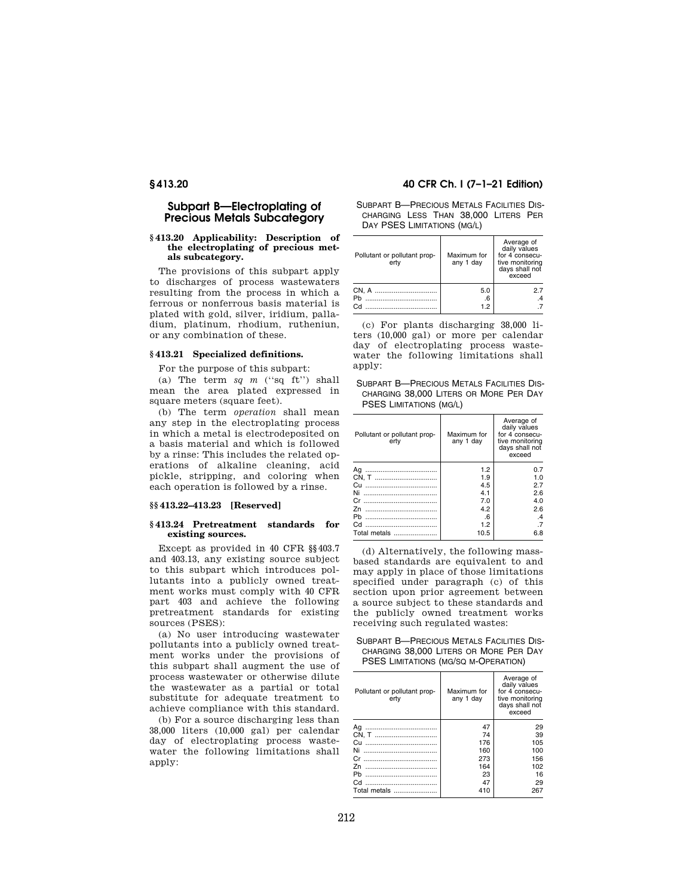## Subpart B—Electroplating of Precious Metals Subcategory

### § 413.20 Applicability: Description of the electroplating of precious metals subcategory.

The provisions of this subpart apply to discharges of process wastewaters resulting from the process in which a ferrous or nonferrous basis material is plated with gold, silver, iridium, palladium, platinum, rhodium, rutheniun, or any combination of these.

### § 413.21 Specialized definitions.

For the purpose of this subpart:

(a) The term *sq m* (''sq ft'') shall mean the area plated expressed in square meters (square feet).

(b) The term *operation* shall mean any step in the electroplating process in which a metal is electrodeposited on a basis material and which is followed by a rinse: This includes the related operations of alkaline cleaning, acid pickle, stripping, and coloring when each operation is followed by a rinse.

### §§ 413.22–413.23 [Reserved]

### § 413.24 Pretreatment standards for existing sources.

Except as provided in 40 CFR §§ 403.7 and 403.13, any existing source subject to this subpart which introduces pollutants into a publicly owned treatment works must comply with 40 CFR part 403 and achieve the following pretreatment standards for existing sources (PSES):

(a) No user introducing wastewater pollutants into a publicly owned treatment works under the provisions of this subpart shall augment the use of process wastewater or otherwise dilute the wastewater as a partial or total substitute for adequate treatment to achieve compliance with this standard.

(b) For a source discharging less than 38,000 liters (10,000 gal) per calendar day of electroplating process wastewater the following limitations shall apply:

SUBPART B—PRECIOUS METALS FACILITIES DISCHARGING LESS THAN 38,000 LITERS PER DAY PSES LIMITATIONS (MG/L)

| Pollutant or pollutant property | Maximum for any 1 day | Average of daily values for 4 consecutive monitoring days shall not exceed |
|---|---|---|
| CN, A | 5.0 | 2.7 |
| Pb | .6 | .4 |
| Cd | 1.2 | .7 |

(c) For plants discharging 38,000 liters (10,000 gal) or more per calendar day of electroplating process wastewater the following limitations shall apply:

SUBPART B—PRECIOUS METALS FACILITIES DISCHARGING 38,000 LITERS OR MORE PER DAY PSES LIMITATIONS (MG/L)

| Pollutant or pollutant property | Maximum for any 1 day | Average of daily values for 4 consecutive monitoring days shall not exceed |
|---|---|---|
| Ag | 1.2 | 0.7 |
| CN, T | 1.9 | 1.0 |
| Cu | 4.5 | 2.7 |
| Ni | 4.1 | 2.6 |
| Cr | 7.0 | 4.0 |
| Zn | 4.2 | 2.6 |
| Pb | .6 | .4 |
| Cd | 1.2 | .7 |
| Total metals | 10.5 | 6.8 |

(d) Alternatively, the following mass-based standards are equivalent to and may apply in place of those limitations specified under paragraph (c) of this section upon prior agreement between a source subject to these standards and the publicly owned treatment works receiving such regulated wastes:

SUBPART B—PRECIOUS METALS FACILITIES DISCHARGING 38,000 LITERS OR MORE PER DAY PSES LIMITATIONS (MG/SQ M-OPERATION)

| Pollutant or pollutant property | Maximum for any 1 day | Average of daily values for 4 consecutive monitoring days shall not exceed |
|---|---|---|
| Ag | 47 | 29 |
| CN, T | 74 | 39 |
| Cu | 176 | 105 |
| Ni | 160 | 100 |
| Cr | 273 | 156 |
| Zn | 164 | 102 |
| Pb | 23 | 16 |
| Cd | 47 | 29 |
| Total metals | 410 | 267 |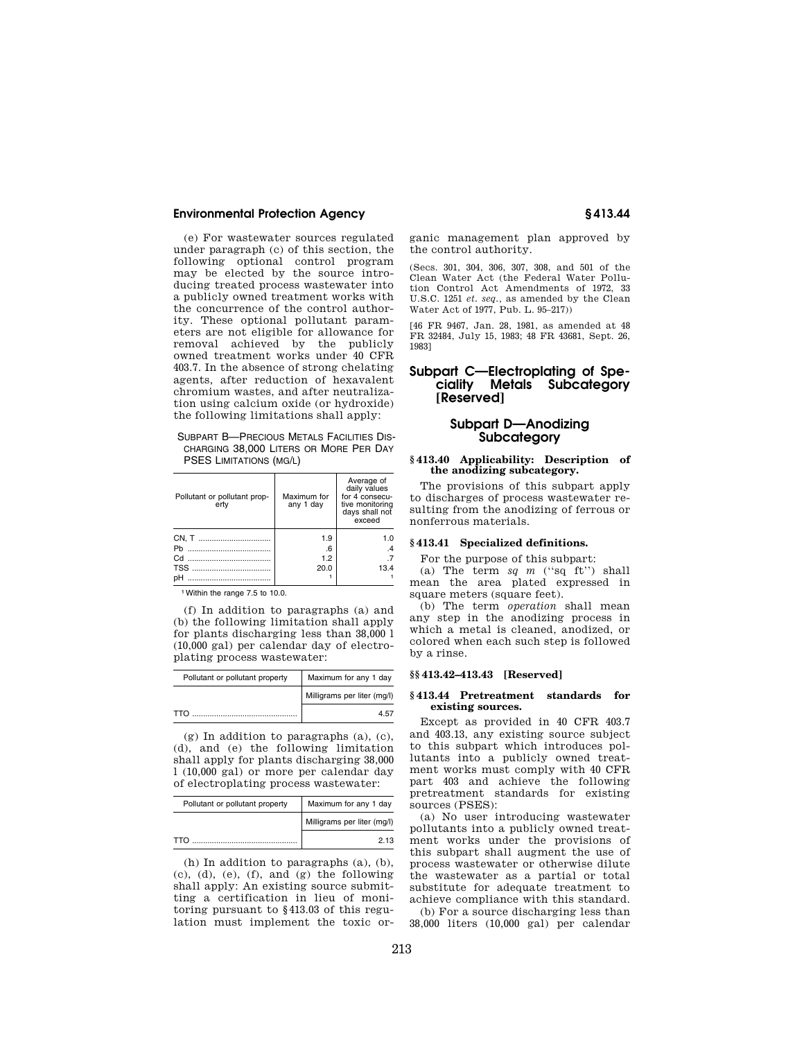(e) For wastewater sources regulated under paragraph (c) of this section, the following optional control program may be elected by the source introducing treated process wastewater into a publicly owned treatment works with the concurrence of the control authority. These optional pollutant parameters are not eligible for allowance for removal achieved by the publicly owned treatment works under 40 CFR 403.7. In the absence of strong chelating agents, after reduction of hexavalent chromium wastes, and after neutralization using calcium oxide (or hydroxide) the following limitations shall apply:

SUBPART B—PRECIOUS METALS FACILITIES DISCHARGING 38,000 LITERS OR MORE PER DAY PSES LIMITATIONS (MG/L)

| Pollutant or pollutant property | Maximum for any 1 day | Average of daily values for 4 consecutive monitoring days shall not exceed |
|---|---|---|
| CN, T | 1.9 | 1.0 |
| Pb | .6 | .4 |
| Cd | 1.2 | .7 |
| TSS | 20.0 | 13.4 |
| pH | [1] | [1] |

[1] Within the range 7.5 to 10.0.

(f) In addition to paragraphs (a) and (b) the following limitation shall apply for plants discharging less than 38,000 l (10,000 gal) per calendar day of electroplating process wastewater:

| Pollutant or pollutant property | Maximum for any 1 day |
|---|---|
| | Milligrams per liter (mg/l) |
| TTO | 4.57 |

(g) In addition to paragraphs (a), (c), (d), and (e) the following limitation shall apply for plants discharging 38,000 l (10,000 gal) or more per calendar day of electroplating process wastewater:

| Pollutant or pollutant property | Maximum for any 1 day |
|---|---|
| | Milligrams per liter (mg/l) |
| TTO | 2.13 |

(h) In addition to paragraphs (a), (b), (c), (d), (e), (f), and (g) the following shall apply: An existing source submitting a certification in lieu of monitoring pursuant to §413.03 of this regulation must implement the toxic organic management plan approved by the control authority.

(Secs. 301, 304, 306, 307, 308, and 501 of the Clean Water Act (the Federal Water Pollution Control Act Amendments of 1972, 33 U.S.C. 1251 *et. seq.*, as amended by the Clean Water Act of 1977, Pub. L. 95–217))

[46 FR 9467, Jan. 28, 1981, as amended at 48 FR 32484, July 15, 1983; 48 FR 43681, Sept. 26, 1983]

## Subpart C—Electroplating of Speciality Metals Subcategory [Reserved]

## Subpart D—Anodizing Subcategory

### § 413.40 Applicability: Description of the anodizing subcategory.

The provisions of this subpart apply to discharges of process wastewater resulting from the anodizing of ferrous or nonferrous materials.

### § 413.41 Specialized definitions.

For the purpose of this subpart:

(a) The term *sq m* (''sq ft'') shall mean the area plated expressed in square meters (square feet).

(b) The term *operation* shall mean any step in the anodizing process in which a metal is cleaned, anodized, or colored when each such step is followed by a rinse.

### §§ 413.42–413.43 [Reserved]

### § 413.44 Pretreatment standards for existing sources.

Except as provided in 40 CFR 403.7 and 403.13, any existing source subject to this subpart which introduces pollutants into a publicly owned treatment works must comply with 40 CFR part 403 and achieve the following pretreatment standards for existing sources (PSES):

(a) No user introducing wastewater pollutants into a publicly owned treatment works under the provisions of this subpart shall augment the use of process wastewater or otherwise dilute the wastewater as a partial or total substitute for adequate treatment to achieve compliance with this standard.

(b) For a source discharging less than 38,000 liters (10,000 gal) per calendar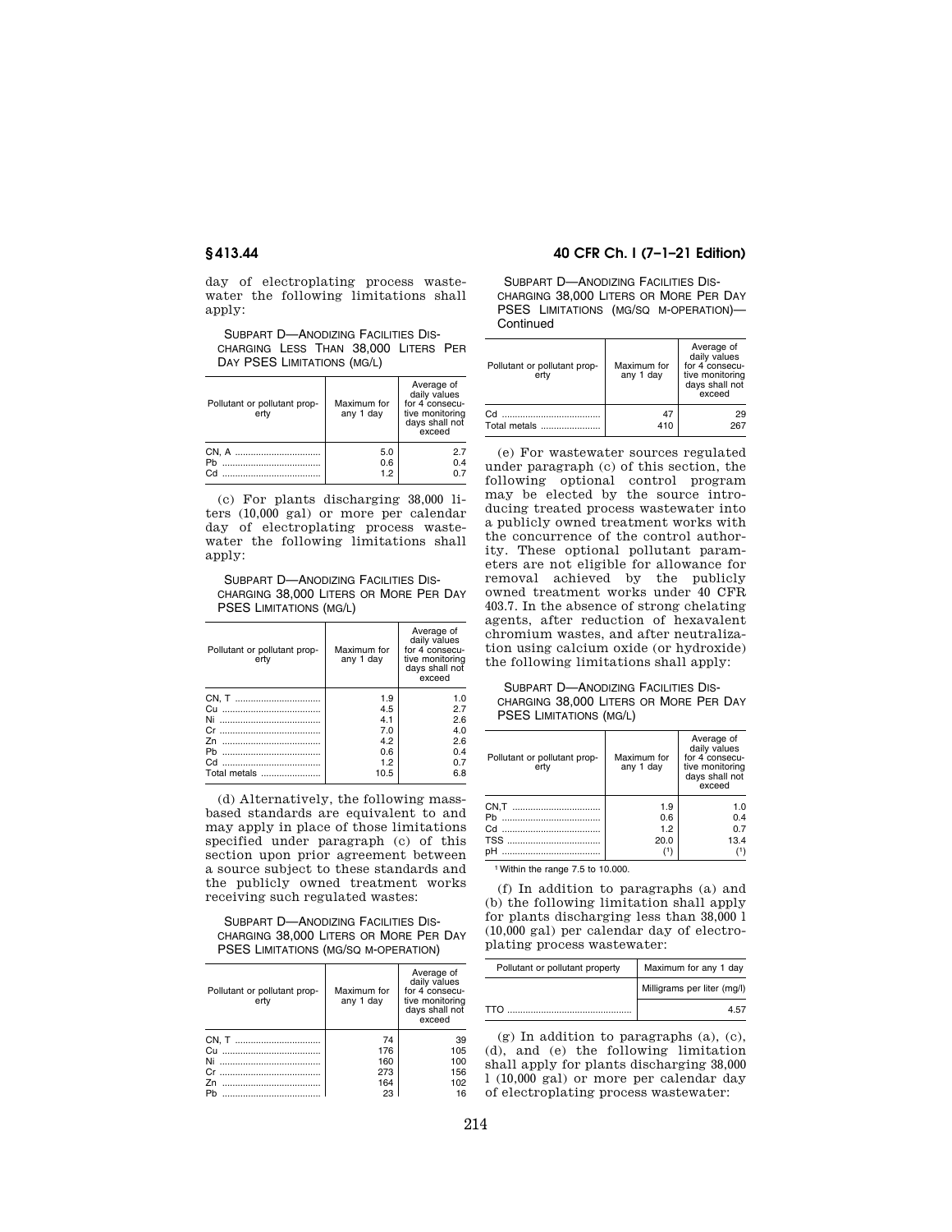day of electroplating process wastewater the following limitations shall apply:

SUBPART D—ANODIZING FACILITIES DISCHARGING LESS THAN 38,000 LITERS PER DAY PSES LIMITATIONS (MG/L)

| Pollutant or pollutant property | Maximum for any 1 day | Average of daily values for 4 consecutive monitoring days shall not exceed |
|---|---|---|
| CN, A | 5.0 | 2.7 |
| Pb | 0.6 | 0.4 |
| Cd | 1.2 | 0.7 |

(c) For plants discharging 38,000 liters (10,000 gal) or more per calendar day of electroplating process wastewater the following limitations shall apply:

SUBPART D—ANODIZING FACILITIES DISCHARGING 38,000 LITERS OR MORE PER DAY PSES LIMITATIONS (MG/L)

| Pollutant or pollutant property | Maximum for any 1 day | Average of daily values for 4 consecutive monitoring days shall not exceed |
|---|---|---|
| CN, T | 1.9 | 1.0 |
| Cu | 4.5 | 2.7 |
| Ni | 4.1 | 2.6 |
| Cr | 7.0 | 4.0 |
| Zn | 4.2 | 2.6 |
| Pb | 0.6 | 0.4 |
| Cd | 1.2 | 0.7 |
| Total metals | 10.5 | 6.8 |

(d) Alternatively, the following mass-based standards are equivalent to and may apply in place of those limitations specified under paragraph (c) of this section upon prior agreement between a source subject to these standards and the publicly owned treatment works receiving such regulated wastes:

SUBPART D—ANODIZING FACILITIES DISCHARGING 38,000 LITERS OR MORE PER DAY PSES LIMITATIONS (MG/SQ M-OPERATION)

| Pollutant or pollutant property | Maximum for any 1 day | Average of daily values for 4 consecutive monitoring days shall not exceed |
|---|---|---|
| CN, T | 74 | 39 |
| Cu | 176 | 105 |
| Ni | 160 | 100 |
| Cr | 273 | 156 |
| Zn | 164 | 102 |
| Pb | 23 | 16 |
| Cd | 47 | 29 |
| Total metals | 410 | 267 |

(e) For wastewater sources regulated under paragraph (c) of this section, the following optional control program may be elected by the source introducing treated process wastewater into a publicly owned treatment works with the concurrence of the control authority. These optional pollutant parameters are not eligible for allowance for removal achieved by the publicly owned treatment works under 40 CFR 403.7. In the absence of strong chelating agents, after reduction of hexavalent chromium wastes, and after neutralization using calcium oxide (or hydroxide) the following limitations shall apply:

SUBPART D—ANODIZING FACILITIES DISCHARGING 38,000 LITERS OR MORE PER DAY PSES LIMITATIONS (MG/L)

| Pollutant or pollutant property | Maximum for any 1 day | Average of daily values for 4 consecutive monitoring days shall not exceed |
|---|---|---|
| CN,T | 1.9 | 1.0 |
| Pb | 0.6 | 0.4 |
| Cd | 1.2 | 0.7 |
| TSS | 20.0 | 13.4 |
| pH | (1) | (1) |

[1] Within the range 7.5 to 10.000.

(f) In addition to paragraphs (a) and (b) the following limitation shall apply for plants discharging less than 38,000 l (10,000 gal) per calendar day of electroplating process wastewater:

| Pollutant or pollutant property | Maximum for any 1 day |
|---|---|
| | Milligrams per liter (mg/l) |
| TTO | 4.57 |

(g) In addition to paragraphs (a), (c), (d), and (e) the following limitation shall apply for plants discharging 38,000 l (10,000 gal) or more per calendar day of electroplating process wastewater: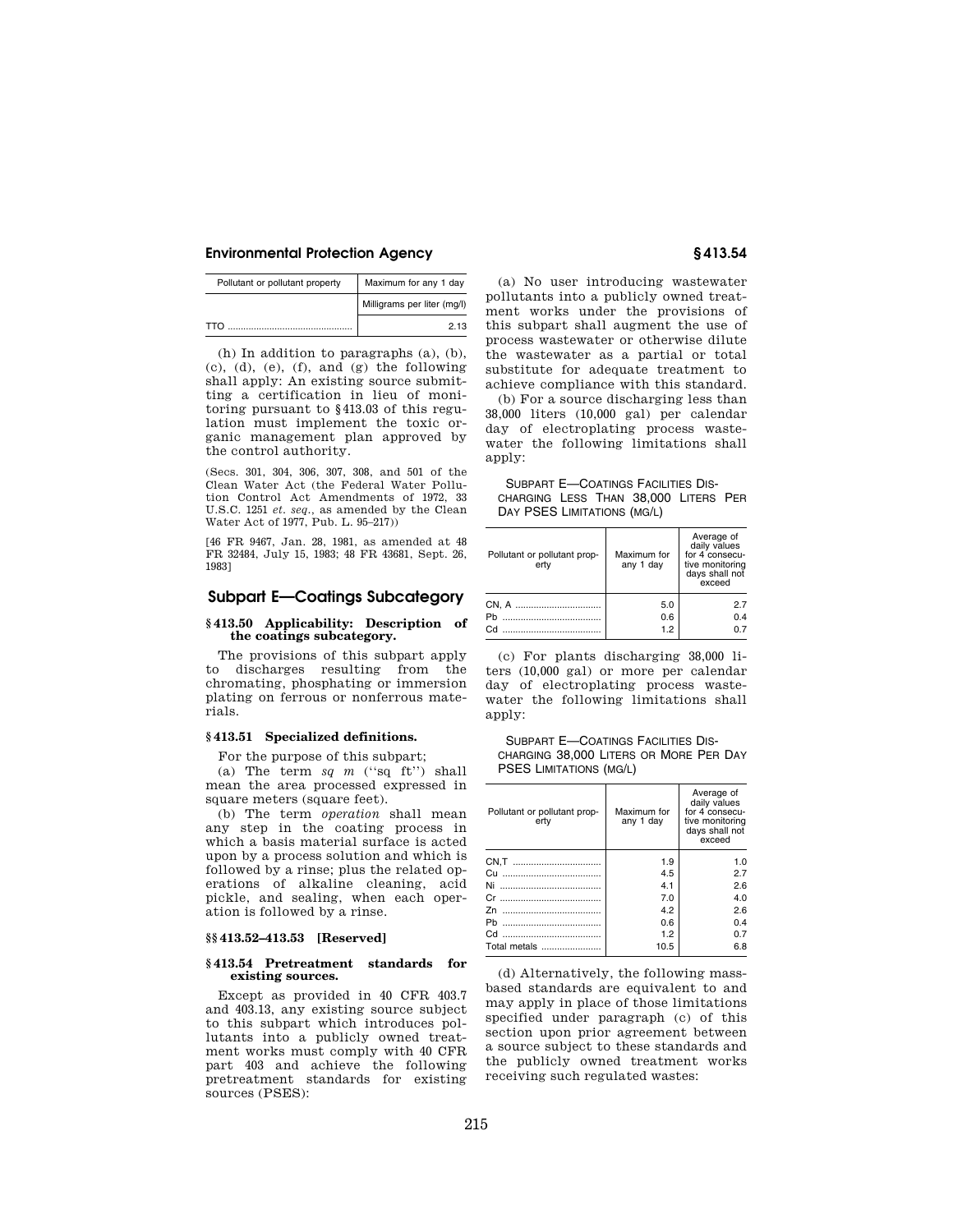| Pollutant or pollutant property | Maximum for any 1 day |
| --- | --- |
| | Milligrams per liter (mg/l) |
| TTO | 2.13 |

(h) In addition to paragraphs (a), (b), (c), (d), (e), (f), and (g) the following shall apply: An existing source submitting a certification in lieu of monitoring pursuant to §413.03 of this regulation must implement the toxic organic management plan approved by the control authority.

(Secs. 301, 304, 306, 307, 308, and 501 of the Clean Water Act (the Federal Water Pollution Control Act Amendments of 1972, 33 U.S.C. 1251 *et. seq.*, as amended by the Clean Water Act of 1977, Pub. L. 95–217))

[46 FR 9467, Jan. 28, 1981, as amended at 48 FR 32484, July 15, 1983; 48 FR 43681, Sept. 26, 1983]

## Subpart E—Coatings Subcategory

### §413.50 Applicability: Description of the coatings subcategory.

The provisions of this subpart apply to discharges resulting from the chromating, phosphating or immersion plating on ferrous or nonferrous materials.

### §413.51 Specialized definitions.

For the purpose of this subpart;

(a) The term *sq m* (''sq ft'') shall mean the area processed expressed in square meters (square feet).

(b) The term *operation* shall mean any step in the coating process in which a basis material surface is acted upon by a process solution and which is followed by a rinse; plus the related operations of alkaline cleaning, acid pickle, and sealing, when each operation is followed by a rinse.

### §§413.52–413.53 [Reserved]

### §413.54 Pretreatment standards for existing sources.

Except as provided in 40 CFR 403.7 and 403.13, any existing source subject to this subpart which introduces pollutants into a publicly owned treatment works must comply with 40 CFR part 403 and achieve the following pretreatment standards for existing sources (PSES):

(a) No user introducing wastewater pollutants into a publicly owned treatment works under the provisions of this subpart shall augment the use of process wastewater or otherwise dilute the wastewater as a partial or total substitute for adequate treatment to achieve compliance with this standard.

(b) For a source discharging less than 38,000 liters (10,000 gal) per calendar day of electroplating process wastewater the following limitations shall apply:

SUBPART E—COATINGS FACILITIES DISCHARGING LESS THAN 38,000 LITERS PER DAY PSES LIMITATIONS (MG/L)

| Pollutant or pollutant property | Maximum for any 1 day | Average of daily values for 4 consecutive monitoring days shall not exceed |
| --- | --- | --- |
| CN, A | 5.0 | 2.7 |
| Pb | 0.6 | 0.4 |
| Cd | 1.2 | 0.7 |

(c) For plants discharging 38,000 liters (10,000 gal) or more per calendar day of electroplating process wastewater the following limitations shall apply:

SUBPART E—COATINGS FACILITIES DISCHARGING 38,000 LITERS OR MORE PER DAY PSES LIMITATIONS (MG/L)

| Pollutant or pollutant property | Maximum for any 1 day | Average of daily values for 4 consecutive monitoring days shall not exceed |
| --- | --- | --- |
| CN,T | 1.9 | 1.0 |
| Cu | 4.5 | 2.7 |
| Ni | 4.1 | 2.6 |
| Cr | 7.0 | 4.0 |
| Zn | 4.2 | 2.6 |
| Pb | 0.6 | 0.4 |
| Cd | 1.2 | 0.7 |
| Total metals | 10.5 | 6.8 |

(d) Alternatively, the following mass-based standards are equivalent to and may apply in place of those limitations specified under paragraph (c) of this section upon prior agreement between a source subject to these standards and the publicly owned treatment works receiving such regulated wastes: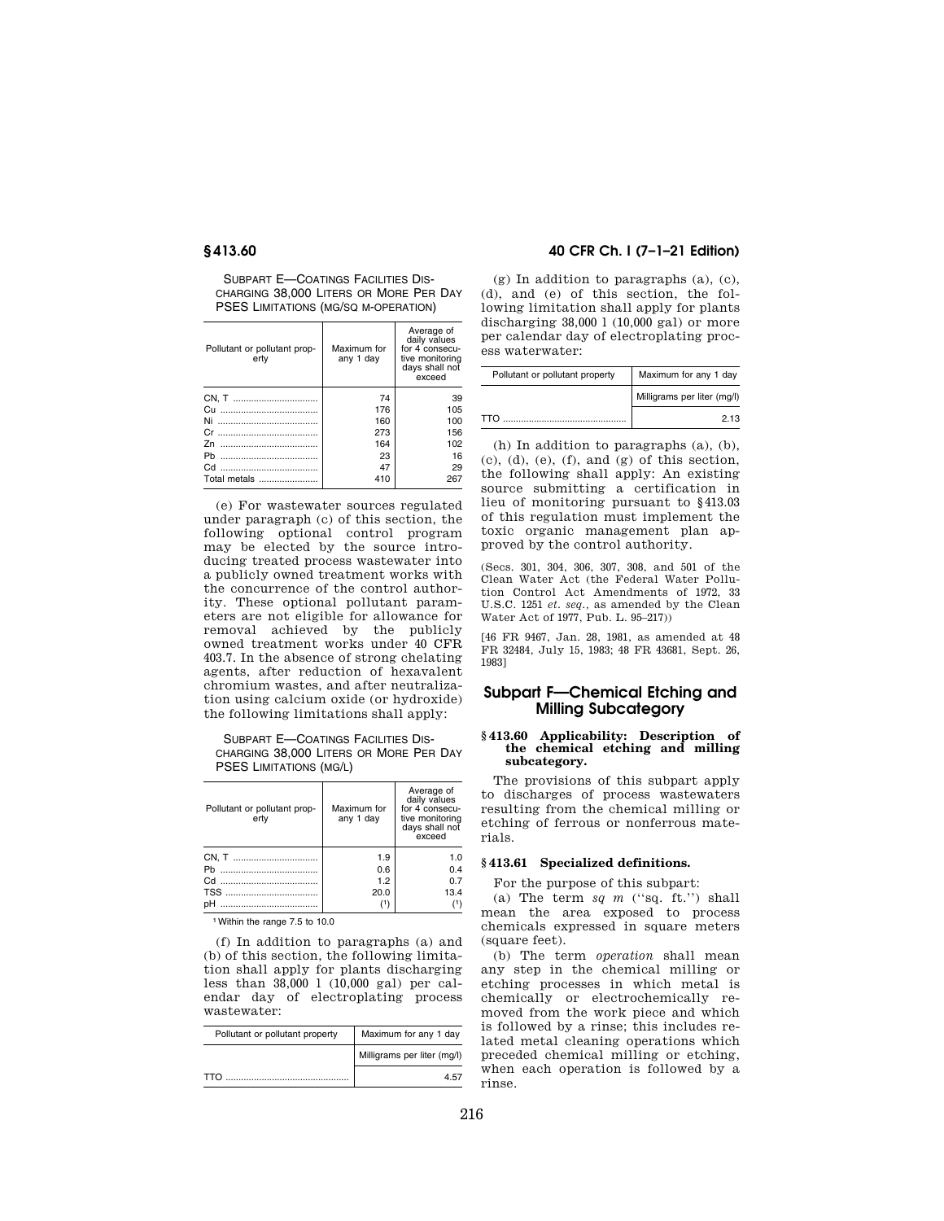SUBPART E—COATINGS FACILITIES DISCHARGING 38,000 LITERS OR MORE PER DAY PSES LIMITATIONS (MG/SQ M-OPERATION)

| Pollutant or pollutant property | Maximum for any 1 day | Average of daily values for 4 consecutive monitoring days shall not exceed |
|---|---|---|
| CN, T | 74 | 39 |
| Cu | 176 | 105 |
| Ni | 160 | 100 |
| Cr | 273 | 156 |
| Zn | 164 | 102 |
| Pb | 23 | 16 |
| Cd | 47 | 29 |
| Total metals | 410 | 267 |

(e) For wastewater sources regulated under paragraph (c) of this section, the following optional control program may be elected by the source introducing treated process wastewater into a publicly owned treatment works with the concurrence of the control authority. These optional pollutant parameters are not eligible for allowance for removal achieved by the publicly owned treatment works under 40 CFR 403.7. In the absence of strong chelating agents, after reduction of hexavalent chromium wastes, and after neutralization using calcium oxide (or hydroxide) the following limitations shall apply:

SUBPART E—COATINGS FACILITIES DISCHARGING 38,000 LITERS OR MORE PER DAY PSES LIMITATIONS (MG/L)

| Pollutant or pollutant property | Maximum for any 1 day | Average of daily values for 4 consecutive monitoring days shall not exceed |
|---|---|---|
| CN, T | 1.9 | 1.0 |
| Pb | 0.6 | 0.4 |
| Cd | 1.2 | 0.7 |
| TSS | 20.0 | 13.4 |
| pH | (1) | (1) |

[1] Within the range 7.5 to 10.0

(f) In addition to paragraphs (a) and (b) of this section, the following limitation shall apply for plants discharging less than 38,000 l (10,000 gal) per calendar day of electroplating process wastewater:

| Pollutant or pollutant property | Maximum for any 1 day |
|---|---|
| | Milligrams per liter (mg/l) |
| TTO | 4.57 |

(g) In addition to paragraphs (a), (c), (d), and (e) of this section, the following limitation shall apply for plants discharging 38,000 l (10,000 gal) or more per calendar day of electroplating process wastewater:

| Pollutant or pollutant property | Maximum for any 1 day |
|---|---|
| | Milligrams per liter (mg/l) |
| TTO | 2.13 |

(h) In addition to paragraphs (a), (b), (c), (d), (e), (f), and (g) of this section, the following shall apply: An existing source submitting a certification in lieu of monitoring pursuant to §413.03 of this regulation must implement the toxic organic management plan approved by the control authority.

(Secs. 301, 304, 306, 307, 308, and 501 of the Clean Water Act (the Federal Water Pollution Control Act Amendments of 1972, 33 U.S.C. 1251 *et. seq.*, as amended by the Clean Water Act of 1977, Pub. L. 95–217))

[46 FR 9467, Jan. 28, 1981, as amended at 48 FR 32484, July 15, 1983; 48 FR 43681, Sept. 26, 1983]

## Subpart F—Chemical Etching and Milling Subcategory

### §413.60 Applicability: Description of the chemical etching and milling subcategory.

The provisions of this subpart apply to discharges of process wastewaters resulting from the chemical milling or etching of ferrous or nonferrous materials.

### §413.61 Specialized definitions.

For the purpose of this subpart:

(a) The term *sq m* (''sq. ft.'') shall mean the area exposed to process chemicals expressed in square meters (square feet).

(b) The term *operation* shall mean any step in the chemical milling or etching processes in which metal is chemically or electrochemically removed from the work piece and which is followed by a rinse; this includes related metal cleaning operations which preceded chemical milling or etching, when each operation is followed by a rinse.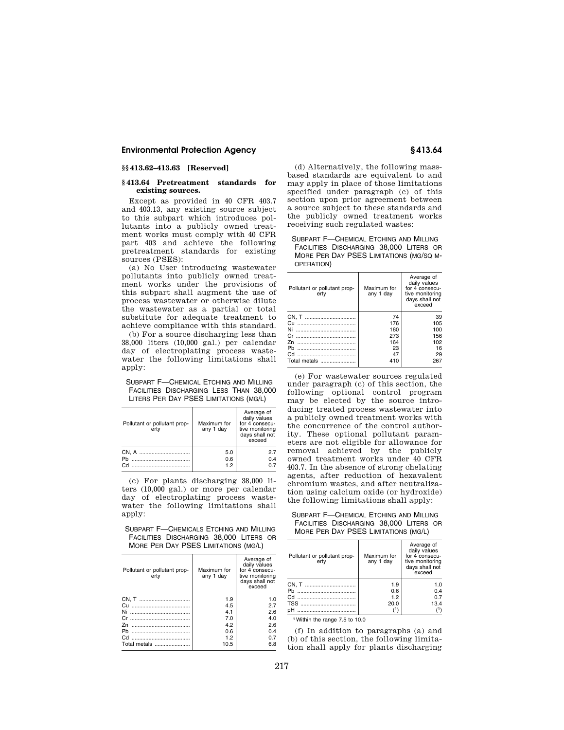## §§ 413.62–413.63 [Reserved]

## § 413.64 Pretreatment standards for existing sources.

Except as provided in 40 CFR 403.7 and 403.13, any existing source subject to this subpart which introduces pollutants into a publicly owned treatment works must comply with 40 CFR part 403 and achieve the following pretreatment standards for existing sources (PSES):

(a) No User introducing wastewater pollutants into publicly owned treatment works under the provisions of this subpart shall augment the use of process wastewater or otherwise dilute the wastewater as a partial or total substitute for adequate treatment to achieve compliance with this standard.

(b) For a source discharging less than 38,000 liters (10,000 gal.) per calendar day of electroplating process wastewater the following limitations shall apply:

SUBPART F—CHEMICAL ETCHING AND MILLING FACILITIES DISCHARGING LESS THAN 38,000 LITERS PER DAY PSES LIMITATIONS (MG/L)

| Pollutant or pollutant property | Maximum for any 1 day | Average of daily values for 4 consecutive monitoring days shall not exceed |
|---|---|---|
| CN, A | 5.0 | 2.7 |
| Pb | 0.6 | 0.4 |
| Cd | 1.2 | 0.7 |

(c) For plants discharging 38,000 liters (10,000 gal.) or more per calendar day of electroplating process wastewater the following limitations shall apply:

SUBPART F—CHEMICALS ETCHING AND MILLING FACILITIES DISCHARGING 38,000 LITERS OR MORE PER DAY PSES LIMITATIONS (MG/L)

| Pollutant or pollutant property | Maximum for any 1 day | Average of daily values for 4 consecutive monitoring days shall not exceed |
|---|---|---|
| CN, T | 1.9 | 1.0 |
| Cu | 4.5 | 2.7 |
| Ni | 4.1 | 2.6 |
| Cr | 7.0 | 4.0 |
| Zn | 4.2 | 2.6 |
| Pb | 0.6 | 0.4 |
| Cd | 1.2 | 0.7 |
| Total metals | 10.5 | 6.8 |

(d) Alternatively, the following mass-based standards are equivalent to and may apply in place of those limitations specified under paragraph (c) of this section upon prior agreement between a source subject to these standards and the publicly owned treatment works receiving such regulated wastes:

SUBPART F—CHEMICAL ETCHING AND MILLING FACILITIES DISCHARGING 38,000 LITERS OR MORE PER DAY PSES LIMITATIONS (MG/SQ M-OPERATION)

| Pollutant or pollutant property | Maximum for any 1 day | Average of daily values for 4 consecutive monitoring days shall not exceed |
|---|---|---|
| CN, T | 74 | 39 |
| Cu | 176 | 105 |
| Ni | 160 | 100 |
| Cr | 273 | 156 |
| Zn | 164 | 102 |
| Pb | 23 | 16 |
| Cd | 47 | 29 |
| Total metals | 410 | 267 |

(e) For wastewater sources regulated under paragraph (c) of this section, the following optional control program may be elected by the source introducing treated process wastewater into a publicly owned treatment works with the concurrence of the control authority. These optional pollutant parameters are not eligible for allowance for removal achieved by the publicly owned treatment works under 40 CFR 403.7. In the absence of strong chelating agents, after reduction of hexavalent chromium wastes, and after neutralization using calcium oxide (or hydroxide) the following limitations shall apply:

SUBPART F—CHEMICAL ETCHING AND MILLING FACILITIES DISCHARGING 38,000 LITERS OR MORE PER DAY PSES LIMITATIONS (MG/L)

| Pollutant or pollutant property | Maximum for any 1 day | Average of daily values for 4 consecutive monitoring days shall not exceed |
|---|---|---|
| CN, T | 1.9 | 1.0 |
| Pb | 0.6 | 0.4 |
| Cd | 1.2 | 0.7 |
| TSS | 20.0 | 13.4 |
| pH | [1] | [1] |

[1] Within the range 7.5 to 10.0

(f) In addition to paragraphs (a) and (b) of this section, the following limitation shall apply for plants discharging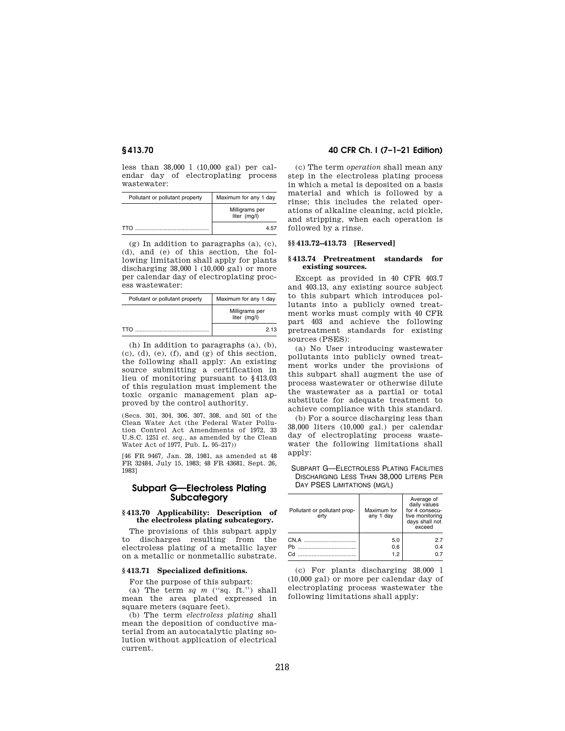less than 38,000 l (10,000 gal) per calendar day of electroplating process wastewater:

| Pollutant or pollutant property | Maximum for any 1 day |
| --- | --- |
| | Milligrams per liter (mg/l) |
| TTO | 4.57 |

(g) In addition to paragraphs (a), (c), (d), and (e) of this section, the following limitation shall apply for plants discharging 38,000 l (10,000 gal) or more per calendar day of electroplating process wastewater:

| Pollutant or pollutant property | Maximum for any 1 day |
| --- | --- |
| | Milligrams per liter (mg/l) |
| TTO | 2.13 |

(h) In addition to paragraphs (a), (b), (c), (d), (e), (f), and (g) of this section, the following shall apply: An existing source submitting a certification in lieu of monitoring pursuant to §413.03 of this regulation must implement the toxic organic management plan approved by the control authority.

(Secs. 301, 304, 306, 307, 308, and 501 of the Clean Water Act (the Federal Water Pollution Control Act Amendments of 1972, 33 U.S.C. 1251 *et. seq.*, as amended by the Clean Water Act of 1977, Pub. L. 95–217))

[46 FR 9467, Jan. 28, 1981, as amended at 48 FR 32484, July 15, 1983; 48 FR 43681, Sept. 26, 1983]

## Subpart G—Electroless Plating Subcategory

### §413.70 Applicability: Description of the electroless plating subcategory.

The provisions of this subpart apply to discharges resulting from the electroless plating of a metallic layer on a metallic or nonmetallic substrate.

### §413.71 Specialized definitions.

For the purpose of this subpart:

(a) The term *sq m* (''sq. ft.'') shall mean the area plated expressed in square meters (square feet).

(b) The term *electroless plating* shall mean the deposition of conductive material from an autocatalytic plating solution without application of electrical current.

(c) The term *operation* shall mean any step in the electroless plating process in which a metal is deposited on a basis material and which is followed by a rinse; this includes the related operations of alkaline cleaning, acid pickle, and stripping, when each operation is followed by a rinse.

### §§413.72–413.73 [Reserved]

### §413.74 Pretreatment standards for existing sources.

Except as provided in 40 CFR 403.7 and 403.13, any existing source subject to this subpart which introduces pollutants into a publicly owned treatment works must comply with 40 CFR part 403 and achieve the following pretreatment standards for existing sources (PSES):

(a) No User introducing wastewater pollutants into publicly owned treatment works under the provisions of this subpart shall augment the use of process wastewater or otherwise dilute the wastewater as a partial or total substitute for adequate treatment to achieve compliance with this standard.

(b) For a source discharging less than 38,000 liters (10,000 gal.) per calendar day of electroplating process wastewater the following limitations shall apply:

SUBPART G—ELECTROLESS PLATING FACILITIES DISCHARGING LESS THAN 38,000 LITERS PER DAY PSES LIMITATIONS (MG/L)

| Pollutant or pollutant property | Maximum for any 1 day | Average of daily values for 4 consecutive monitoring days shall not exceed |
| --- | --- | --- |
| CN,A | 5.0 | 2.7 |
| Pb | 0.6 | 0.4 |
| Cd | 1.2 | 0.7 |

(c) For plants discharging 38,000 l (10,000 gal) or more per calendar day of electroplating process wastewater the following limitations shall apply: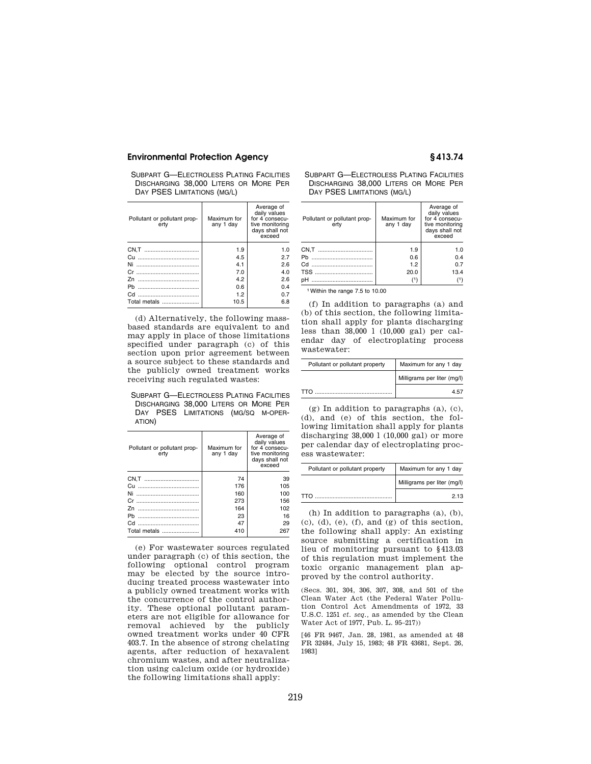SUBPART G—ELECTROLESS PLATING FACILITIES DISCHARGING 38,000 LITERS OR MORE PER DAY PSES LIMITATIONS (MG/L)

| Pollutant or pollutant property | Maximum for any 1 day | Average of daily values for 4 consecutive monitoring days shall not exceed |
|---|---|---|
| CN,T | 1.9 | 1.0 |
| Cu | 4.5 | 2.7 |
| Ni | 4.1 | 2.6 |
| Cr | 7.0 | 4.0 |
| Zn | 4.2 | 2.6 |
| Pb | 0.6 | 0.4 |
| Cd | 1.2 | 0.7 |
| Total metals | 10.5 | 6.8 |

(d) Alternatively, the following mass-based standards are equivalent to and may apply in place of those limitations specified under paragraph (c) of this section upon prior agreement between a source subject to these standards and the publicly owned treatment works receiving such regulated wastes:

SUBPART G—ELECTROLESS PLATING FACILITIES DISCHARGING 38,000 LITERS OR MORE PER DAY PSES LIMITATIONS (MG/SQ M-OPERATION)

| Pollutant or pollutant property | Maximum for any 1 day | Average of daily values for 4 consecutive monitoring days shall not exceed |
|---|---|---|
| CN,T | 74 | 39 |
| Cu | 176 | 105 |
| Ni | 160 | 100 |
| Cr | 273 | 156 |
| Zn | 164 | 102 |
| Pb | 23 | 16 |
| Cd | 47 | 29 |
| Total metals | 410 | 267 |

(e) For wastewater sources regulated under paragraph (c) of this section, the following optional control program may be elected by the source introducing treated process wastewater into a publicly owned treatment works with the concurrence of the control authority. These optional pollutant parameters are not eligible for allowance for removal achieved by the publicly owned treatment works under 40 CFR 403.7. In the absence of strong chelating agents, after reduction of hexavalent chromium wastes, and after neutralization using calcium oxide (or hydroxide) the following limitations shall apply:

SUBPART G—ELECTROLESS PLATING FACILITIES DISCHARGING 38,000 LITERS OR MORE PER DAY PSES LIMITATIONS (MG/L)

| Pollutant or pollutant property | Maximum for any 1 day | Average of daily values for 4 consecutive monitoring days shall not exceed |
|---|---|---|
| CN,T | 1.9 | 1.0 |
| Pb | 0.6 | 0.4 |
| Cd | 1.2 | 0.7 |
| TSS | 20.0 | 13.4 |
| pH | (1) | (1) |

[1] Within the range 7.5 to 10.00

(f) In addition to paragraphs (a) and (b) of this section, the following limitation shall apply for plants discharging less than 38,000 l (10,000 gal) per calendar day of electroplating process wastewater:

| Pollutant or pollutant property | Maximum for any 1 day |
|---|---|
| | Milligrams per liter (mg/l) |
| TTO | 4.57 |

(g) In addition to paragraphs (a), (c), (d), and (e) of this section, the following limitation shall apply for plants discharging 38,000 l (10,000 gal) or more per calendar day of electroplating process wastewater:

| Pollutant or pollutant property | Maximum for any 1 day |
|---|---|
| | Milligrams per liter (mg/l) |
| TTO | 2.13 |

(h) In addition to paragraphs (a), (b), (c), (d), (e), (f), and (g) of this section, the following shall apply: An existing source submitting a certification in lieu of monitoring pursuant to §413.03 of this regulation must implement the toxic organic management plan approved by the control authority.

(Secs. 301, 304, 306, 307, 308, and 501 of the Clean Water Act (the Federal Water Pollution Control Act Amendments of 1972, 33 U.S.C. 1251 *et. seq.*, as amended by the Clean Water Act of 1977, Pub. L. 95–217))

[46 FR 9467, Jan. 28, 1981, as amended at 48 FR 32484, July 15, 1983; 48 FR 43681, Sept. 26, 1983]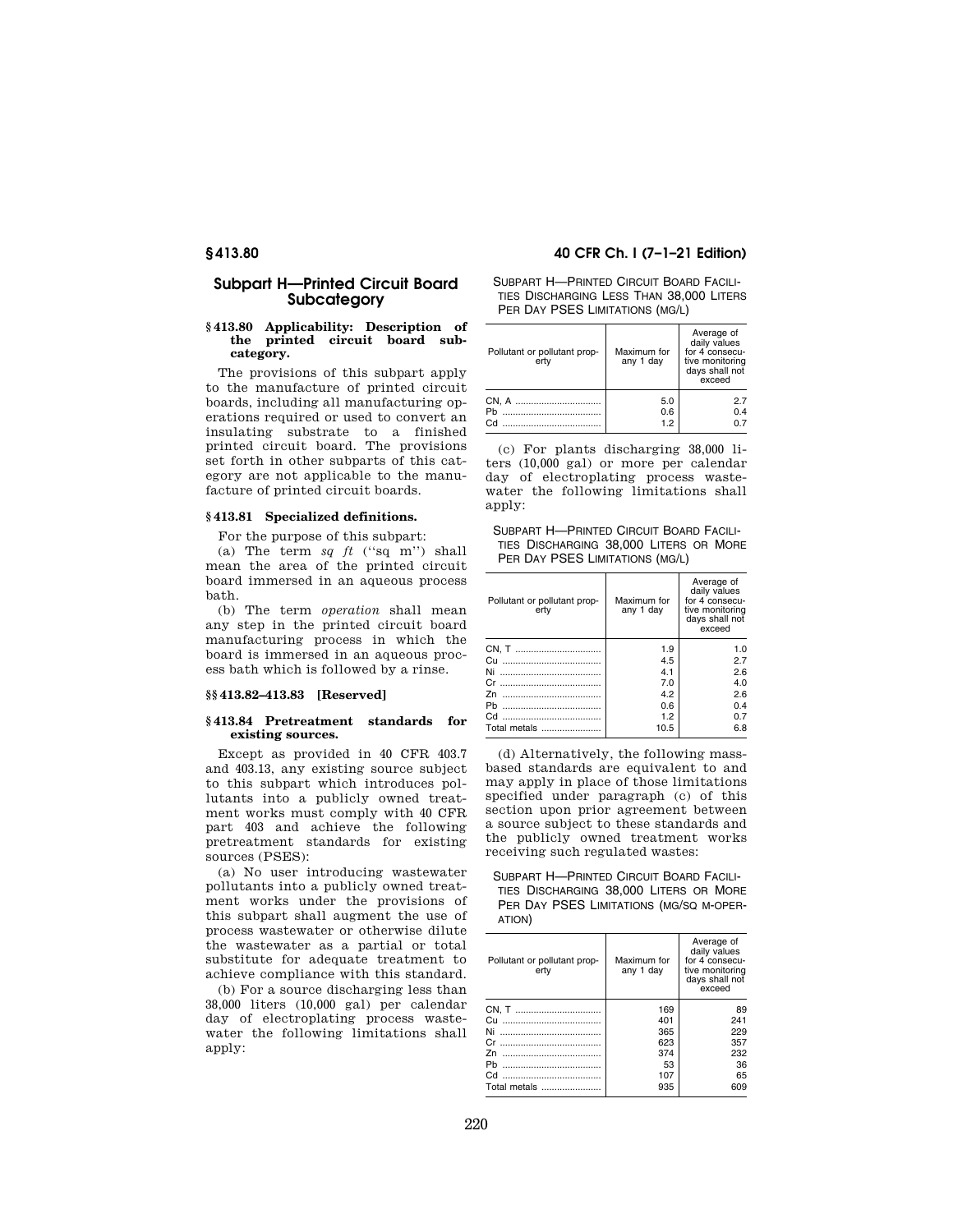## Subpart H—Printed Circuit Board Subcategory

### § 413.80 Applicability: Description of the printed circuit board subcategory.

The provisions of this subpart apply to the manufacture of printed circuit boards, including all manufacturing operations required or used to convert an insulating substrate to a finished printed circuit board. The provisions set forth in other subparts of this category are not applicable to the manufacture of printed circuit boards.

### § 413.81 Specialized definitions.

For the purpose of this subpart:

(a) The term *sq ft* (''sq m'') shall mean the area of the printed circuit board immersed in an aqueous process bath.

(b) The term *operation* shall mean any step in the printed circuit board manufacturing process in which the board is immersed in an aqueous process bath which is followed by a rinse.

### §§ 413.82–413.83 [Reserved]

### § 413.84 Pretreatment standards for existing sources.

Except as provided in 40 CFR 403.7 and 403.13, any existing source subject to this subpart which introduces pollutants into a publicly owned treatment works must comply with 40 CFR part 403 and achieve the following pretreatment standards for existing sources (PSES):

(a) No user introducing wastewater pollutants into a publicly owned treatment works under the provisions of this subpart shall augment the use of process wastewater or otherwise dilute the wastewater as a partial or total substitute for adequate treatment to achieve compliance with this standard.

(b) For a source discharging less than 38,000 liters (10,000 gal) per calendar day of electroplating process wastewater the following limitations shall apply:

SUBPART H—PRINTED CIRCUIT BOARD FACILITIES DISCHARGING LESS THAN 38,000 LITERS PER DAY PSES LIMITATIONS (MG/L)

| Pollutant or pollutant property | Maximum for any 1 day | Average of daily values for 4 consecutive monitoring days shall not exceed |
|---|---|---|
| CN, A | 5.0 | 2.7 |
| Pb | 0.6 | 0.4 |
| Cd | 1.2 | 0.7 |

(c) For plants discharging 38,000 liters (10,000 gal) or more per calendar day of electroplating process wastewater the following limitations shall apply:

SUBPART H—PRINTED CIRCUIT BOARD FACILITIES DISCHARGING 38,000 LITERS OR MORE PER DAY PSES LIMITATIONS (MG/L)

| Pollutant or pollutant property | Maximum for any 1 day | Average of daily values for 4 consecutive monitoring days shall not exceed |
|---|---|---|
| CN, T | 1.9 | 1.0 |
| Cu | 4.5 | 2.7 |
| Ni | 4.1 | 2.6 |
| Cr | 7.0 | 4.0 |
| Zn | 4.2 | 2.6 |
| Pb | 0.6 | 0.4 |
| Cd | 1.2 | 0.7 |
| Total metals | 10.5 | 6.8 |

(d) Alternatively, the following mass-based standards are equivalent to and may apply in place of those limitations specified under paragraph (c) of this section upon prior agreement between a source subject to these standards and the publicly owned treatment works receiving such regulated wastes:

SUBPART H—PRINTED CIRCUIT BOARD FACILITIES DISCHARGING 38,000 LITERS OR MORE PER DAY PSES LIMITATIONS (MG/SQ M-OPERATION)

| Pollutant or pollutant property | Maximum for any 1 day | Average of daily values for 4 consecutive monitoring days shall not exceed |
|---|---|---|
| CN, T | 169 | 89 |
| Cu | 401 | 241 |
| Ni | 365 | 229 |
| Cr | 623 | 357 |
| Zn | 374 | 232 |
| Pb | 53 | 36 |
| Cd | 107 | 65 |
| Total metals | 935 | 609 |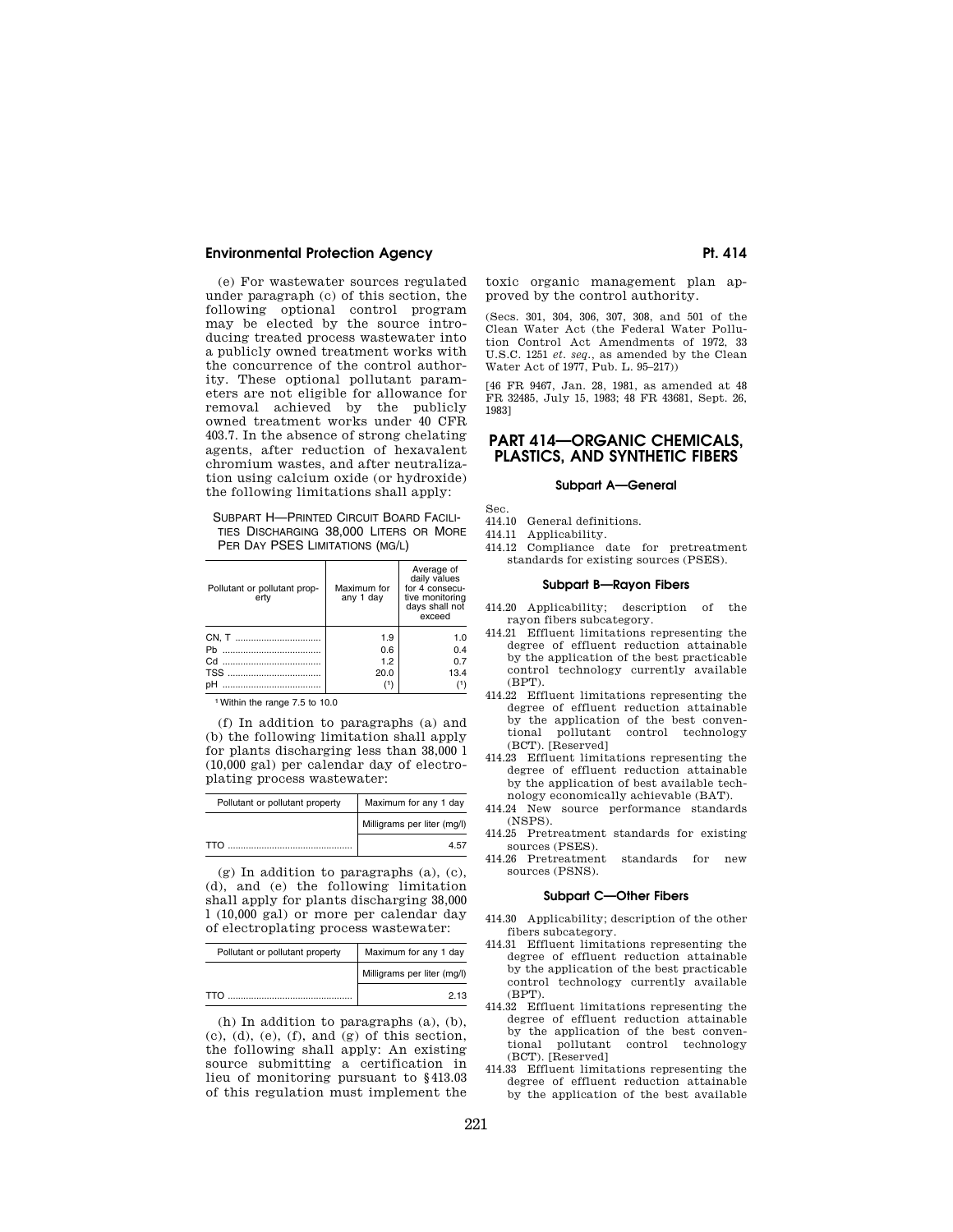(e) For wastewater sources regulated under paragraph (c) of this section, the following optional control program may be elected by the source introducing treated process wastewater into a publicly owned treatment works with the concurrence of the control authority. These optional pollutant parameters are not eligible for allowance for removal achieved by the publicly owned treatment works under 40 CFR 403.7. In the absence of strong chelating agents, after reduction of hexavalent chromium wastes, and after neutralization using calcium oxide (or hydroxide) the following limitations shall apply:

SUBPART H—PRINTED CIRCUIT BOARD FACILITIES DISCHARGING 38,000 LITERS OR MORE PER DAY PSES LIMITATIONS (MG/L)

| Pollutant or pollutant property | Maximum for any 1 day | Average of daily values for 4 consecutive monitoring days shall not exceed |
|---|---|---|
| CN, T | 1.9 | 1.0 |
| Pb | 0.6 | 0.4 |
| Cd | 1.2 | 0.7 |
| TSS | 20.0 | 13.4 |
| pH | [1] | [1] |

[1] Within the range 7.5 to 10.0

(f) In addition to paragraphs (a) and (b) the following limitation shall apply for plants discharging less than 38,000 l (10,000 gal) per calendar day of electroplating process wastewater:

| Pollutant or pollutant property | Maximum for any 1 day |
|---|---|
| | Milligrams per liter (mg/l) |
| TTO | 4.57 |

(g) In addition to paragraphs (a), (c), (d), and (e) the following limitation shall apply for plants discharging 38,000 l (10,000 gal) or more per calendar day of electroplating process wastewater:

| Pollutant or pollutant property | Maximum for any 1 day |
|---|---|
| | Milligrams per liter (mg/l) |
| TTO | 2.13 |

(h) In addition to paragraphs (a), (b), (c), (d), (e), (f), and (g) of this section, the following shall apply: An existing source submitting a certification in lieu of monitoring pursuant to §413.03 of this regulation must implement the toxic organic management plan approved by the control authority.

(Secs. 301, 304, 306, 307, 308, and 501 of the Clean Water Act (the Federal Water Pollution Control Act Amendments of 1972, 33 U.S.C. 1251 *et. seq.*, as amended by the Clean Water Act of 1977, Pub. L. 95–217))

[46 FR 9467, Jan. 28, 1981, as amended at 48 FR 32485, July 15, 1983; 48 FR 43681, Sept. 26, 1983]

# PART 414—ORGANIC CHEMICALS, PLASTICS, AND SYNTHETIC FIBERS

## Subpart A—General

Sec.

414.10 General definitions.

414.11 Applicability.

414.12 Compliance date for pretreatment standards for existing sources (PSES).

## Subpart B—Rayon Fibers

414.20 Applicability; description of the rayon fibers subcategory.

414.21 Effluent limitations representing the degree of effluent reduction attainable by the application of the best practicable control technology currently available (BPT).

414.22 Effluent limitations representing the degree of effluent reduction attainable by the application of the best conventional pollutant control technology (BCT). [Reserved]

414.23 Effluent limitations representing the degree of effluent reduction attainable by the application of best available technology economically achievable (BAT).

414.24 New source performance standards (NSPS).

414.25 Pretreatment standards for existing sources (PSES).

414.26 Pretreatment standards for new sources (PSNS).

## Subpart C—Other Fibers

414.30 Applicability; description of the other fibers subcategory.

414.31 Effluent limitations representing the degree of effluent reduction attainable by the application of the best practicable control technology currently available (BPT).

414.32 Effluent limitations representing the degree of effluent reduction attainable by the application of the best conventional pollutant control technology (BCT). [Reserved]

414.33 Effluent limitations representing the degree of effluent reduction attainable by the application of the best available